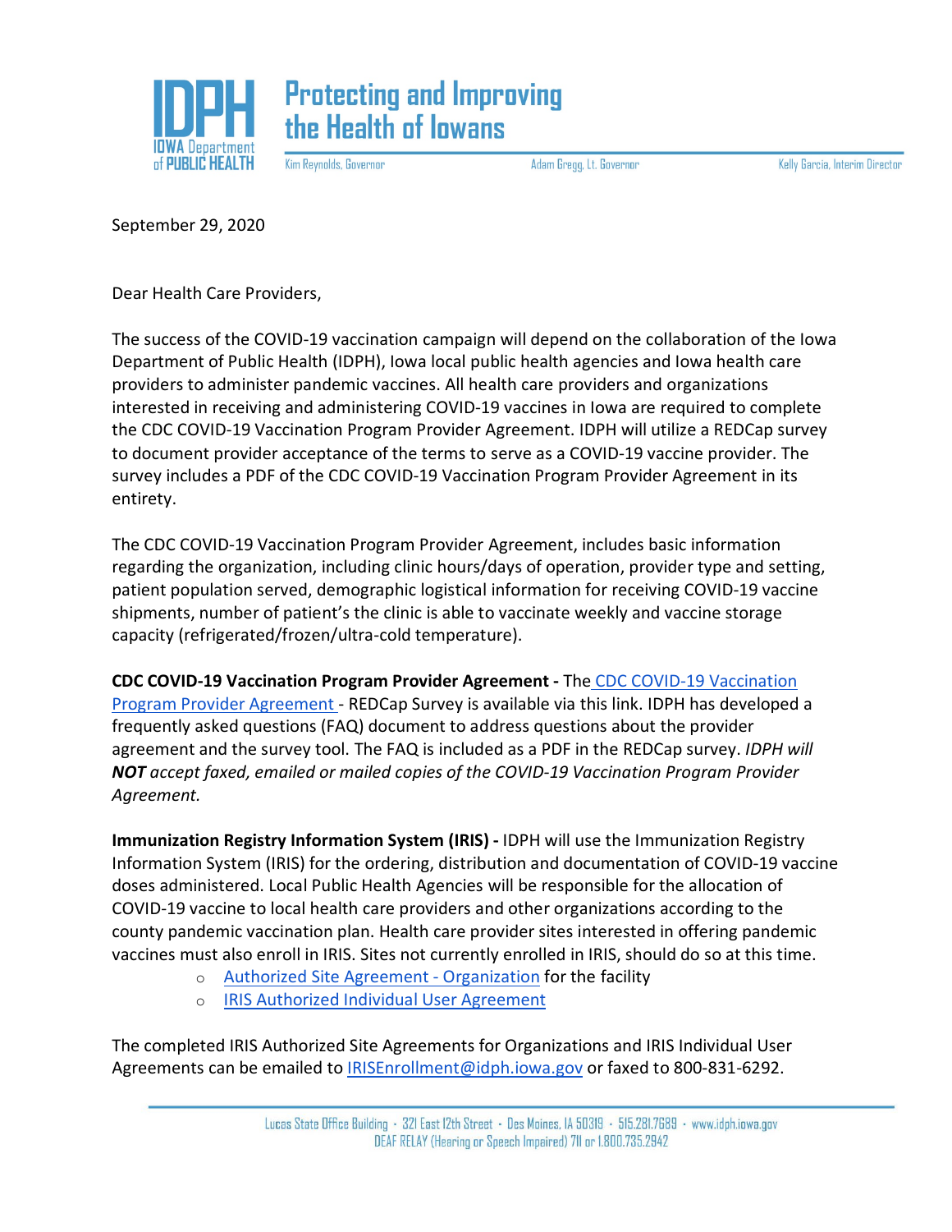# IDPH IOWA Department of PUBLIC HEALTH

## Protecting and Improving the Health of Iowans

Kim Reynolds, Governor | Adam Gregg, Lt. Governor | Kelly Garcia, Interim Director

September 29, 2020

Dear Health Care Providers,

The success of the COVID-19 vaccination campaign will depend on the collaboration of the Iowa Department of Public Health (IDPH), Iowa local public health agencies and Iowa health care providers to administer pandemic vaccines. All health care providers and organizations interested in receiving and administering COVID-19 vaccines in Iowa are required to complete the CDC COVID-19 Vaccination Program Provider Agreement. IDPH will utilize a REDCap survey to document provider acceptance of the terms to serve as a COVID-19 vaccine provider. The survey includes a PDF of the CDC COVID-19 Vaccination Program Provider Agreement in its entirety.

The CDC COVID-19 Vaccination Program Provider Agreement, includes basic information regarding the organization, including clinic hours/days of operation, provider type and setting, patient population served, demographic logistical information for receiving COVID-19 vaccine shipments, number of patient's the clinic is able to vaccinate weekly and vaccine storage capacity (refrigerated/frozen/ultra-cold temperature).

**CDC COVID-19 Vaccination Program Provider Agreement -** The CDC COVID-19 Vaccination Program Provider Agreement - REDCap Survey is available via this link. IDPH has developed a frequently asked questions (FAQ) document to address questions about the provider agreement and the survey tool. The FAQ is included as a PDF in the REDCap survey. *IDPH will* ***NOT*** *accept faxed, emailed or mailed copies of the COVID-19 Vaccination Program Provider Agreement.*

**Immunization Registry Information System (IRIS) -** IDPH will use the Immunization Registry Information System (IRIS) for the ordering, distribution and documentation of COVID-19 vaccine doses administered. Local Public Health Agencies will be responsible for the allocation of COVID-19 vaccine to local health care providers and other organizations according to the county pandemic vaccination plan. Health care provider sites interested in offering pandemic vaccines must also enroll in IRIS. Sites not currently enrolled in IRIS, should do so at this time.

- Authorized Site Agreement - Organization for the facility
- IRIS Authorized Individual User Agreement

The completed IRIS Authorized Site Agreements for Organizations and IRIS Individual User Agreements can be emailed to IRISEnrollment@idph.iowa.gov or faxed to 800-831-6292.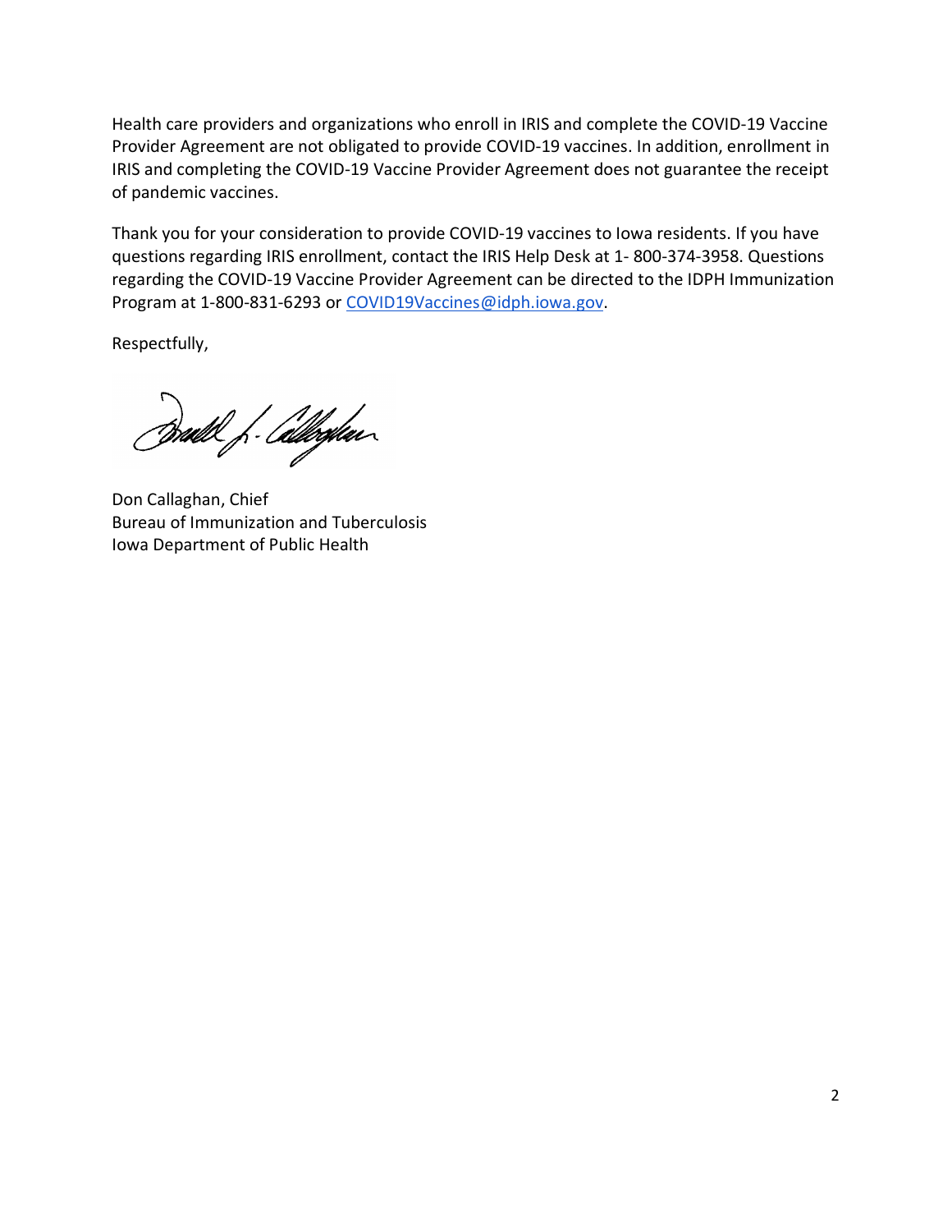Health care providers and organizations who enroll in IRIS and complete the COVID-19 Vaccine Provider Agreement are not obligated to provide COVID-19 vaccines. In addition, enrollment in IRIS and completing the COVID-19 Vaccine Provider Agreement does not guarantee the receipt of pandemic vaccines.

Thank you for your consideration to provide COVID-19 vaccines to Iowa residents. If you have questions regarding IRIS enrollment, contact the IRIS Help Desk at 1- 800-374-3958. Questions regarding the COVID-19 Vaccine Provider Agreement can be directed to the IDPH Immunization Program at 1-800-831-6293 or COVID19Vaccines@idph.iowa.gov.

Respectfully,

Don Callaghan, Chief
Bureau of Immunization and Tuberculosis
Iowa Department of Public Health